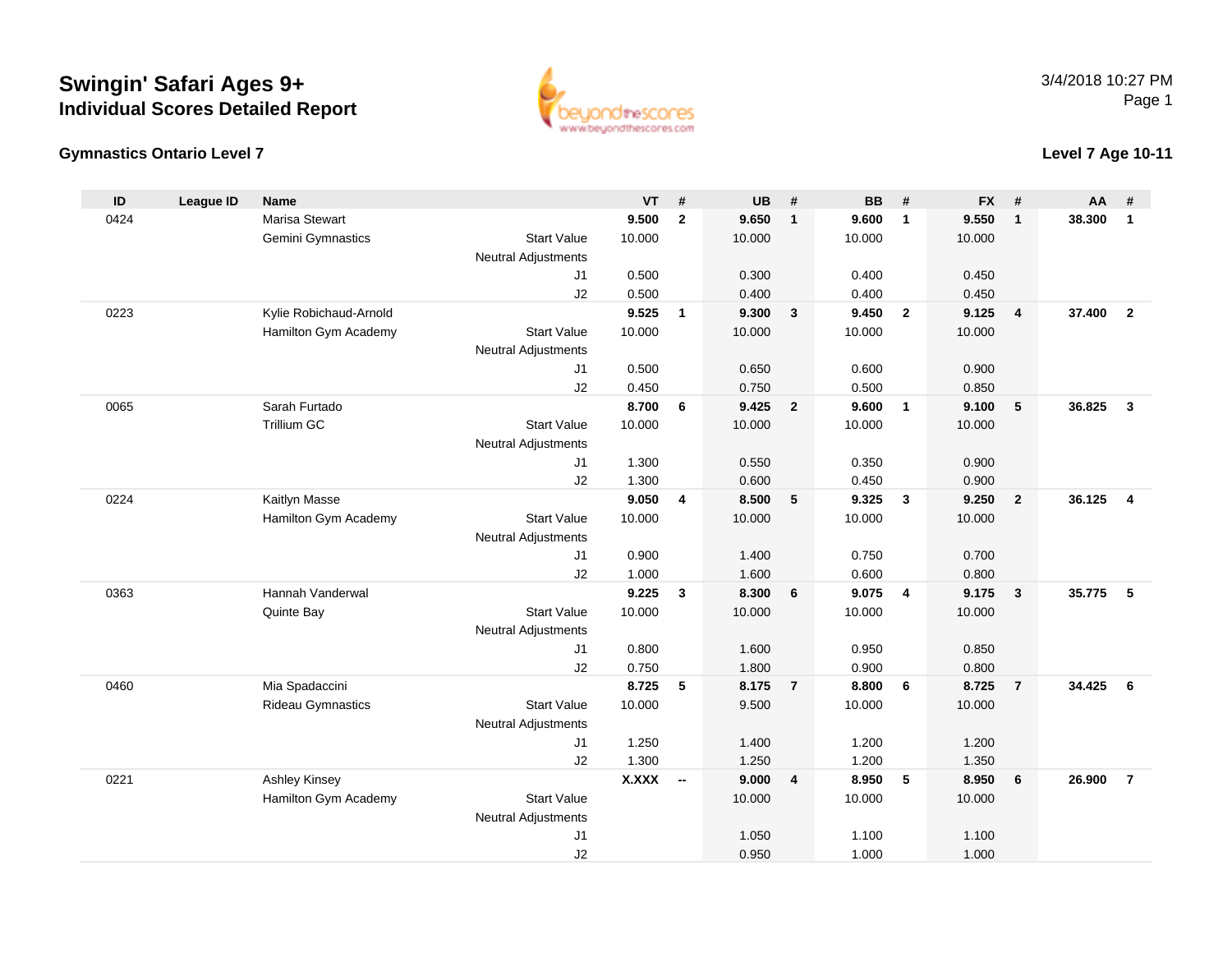# Swingin' Safari Ages 9+

## Individual Scores Detailed Report

3/4/2018 10:27 PM

### Gymnastics Ontario Level 7

### Level 7 Age 10-11

| ID | League ID | Name | | VT | # | UB | # | BB | # | FX | # | AA | # |
|---|---|---|---|---|---|---|---|---|---|---|---|---|---|
| 0424 | | Marisa Stewart | | **9.500** | **2** | **9.650** | **1** | **9.600** | **1** | **9.550** | **1** | **38.300** | **1** |
| | | Gemini Gymnastics | Start Value | 10.000 | | 10.000 | | 10.000 | | 10.000 | | | |
| | | | Neutral Adjustments | | | | | | | | | | |
| | | | J1 | 0.500 | | 0.300 | | 0.400 | | 0.450 | | | |
| | | | J2 | 0.500 | | 0.400 | | 0.400 | | 0.450 | | | |
| 0223 | | Kylie Robichaud-Arnold | | **9.525** | **1** | **9.300** | **3** | **9.450** | **2** | **9.125** | **4** | **37.400** | **2** |
| | | Hamilton Gym Academy | Start Value | 10.000 | | 10.000 | | 10.000 | | 10.000 | | | |
| | | | Neutral Adjustments | | | | | | | | | | |
| | | | J1 | 0.500 | | 0.650 | | 0.600 | | 0.900 | | | |
| | | | J2 | 0.450 | | 0.750 | | 0.500 | | 0.850 | | | |
| 0065 | | Sarah Furtado | | **8.700** | **6** | **9.425** | **2** | **9.600** | **1** | **9.100** | **5** | **36.825** | **3** |
| | | Trillium GC | Start Value | 10.000 | | 10.000 | | 10.000 | | 10.000 | | | |
| | | | Neutral Adjustments | | | | | | | | | | |
| | | | J1 | 1.300 | | 0.550 | | 0.350 | | 0.900 | | | |
| | | | J2 | 1.300 | | 0.600 | | 0.450 | | 0.900 | | | |
| 0224 | | Kaitlyn Masse | | **9.050** | **4** | **8.500** | **5** | **9.325** | **3** | **9.250** | **2** | **36.125** | **4** |
| | | Hamilton Gym Academy | Start Value | 10.000 | | 10.000 | | 10.000 | | 10.000 | | | |
| | | | Neutral Adjustments | | | | | | | | | | |
| | | | J1 | 0.900 | | 1.400 | | 0.750 | | 0.700 | | | |
| | | | J2 | 1.000 | | 1.600 | | 0.600 | | 0.800 | | | |
| 0363 | | Hannah Vanderwal | | **9.225** | **3** | **8.300** | **6** | **9.075** | **4** | **9.175** | **3** | **35.775** | **5** |
| | | Quinte Bay | Start Value | 10.000 | | 10.000 | | 10.000 | | 10.000 | | | |
| | | | Neutral Adjustments | | | | | | | | | | |
| | | | J1 | 0.800 | | 1.600 | | 0.950 | | 0.850 | | | |
| | | | J2 | 0.750 | | 1.800 | | 0.900 | | 0.800 | | | |
| 0460 | | Mia Spadaccini | | **8.725** | **5** | **8.175** | **7** | **8.800** | **6** | **8.725** | **7** | **34.425** | **6** |
| | | Rideau Gymnastics | Start Value | 10.000 | | 9.500 | | 10.000 | | 10.000 | | | |
| | | | Neutral Adjustments | | | | | | | | | | |
| | | | J1 | 1.250 | | 1.400 | | 1.200 | | 1.200 | | | |
| | | | J2 | 1.300 | | 1.250 | | 1.200 | | 1.350 | | | |
| 0221 | | Ashley Kinsey | | **X.XXX** | **--** | **9.000** | **4** | **8.950** | **5** | **8.950** | **6** | **26.900** | **7** |
| | | Hamilton Gym Academy | Start Value | | | 10.000 | | 10.000 | | 10.000 | | | |
| | | | Neutral Adjustments | | | | | | | | | | |
| | | | J1 | | | 1.050 | | 1.100 | | 1.100 | | | |
| | | | J2 | | | 0.950 | | 1.000 | | 1.000 | | | |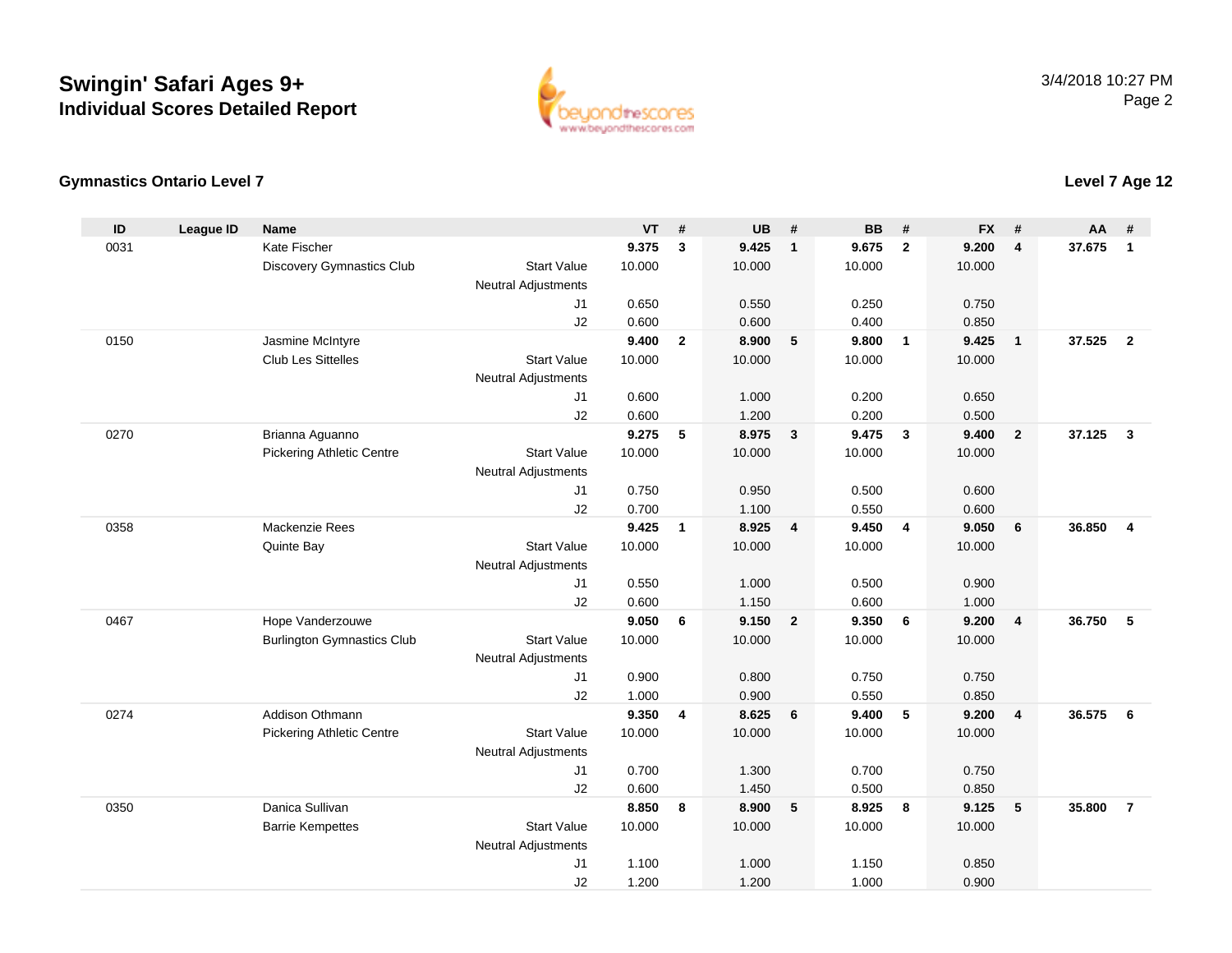# Swingin' Safari Ages 9+
## Individual Scores Detailed Report

3/4/2018 10:27 PM

### Gymnastics Ontario Level 7

### Level 7 Age 12

| ID | League ID | Name | | VT | # | UB | # | BB | # | FX | # | AA | # |
|---|---|---|---|---|---|---|---|---|---|---|---|---|---|
| 0031 | | Kate Fischer | | **9.375** | **3** | **9.425** | **1** | **9.675** | **2** | **9.200** | **4** | **37.675** | **1** |
| | | Discovery Gymnastics Club | Start Value | 10.000 | | 10.000 | | 10.000 | | 10.000 | | | |
| | | | Neutral Adjustments | | | | | | | | | | |
| | | | J1 | 0.650 | | 0.550 | | 0.250 | | 0.750 | | | |
| | | | J2 | 0.600 | | 0.600 | | 0.400 | | 0.850 | | | |
| 0150 | | Jasmine McIntyre | | **9.400** | **2** | **8.900** | **5** | **9.800** | **1** | **9.425** | **1** | **37.525** | **2** |
| | | Club Les Sittelles | Start Value | 10.000 | | 10.000 | | 10.000 | | 10.000 | | | |
| | | | Neutral Adjustments | | | | | | | | | | |
| | | | J1 | 0.600 | | 1.000 | | 0.200 | | 0.650 | | | |
| | | | J2 | 0.600 | | 1.200 | | 0.200 | | 0.500 | | | |
| 0270 | | Brianna Aguanno | | **9.275** | **5** | **8.975** | **3** | **9.475** | **3** | **9.400** | **2** | **37.125** | **3** |
| | | Pickering Athletic Centre | Start Value | 10.000 | | 10.000 | | 10.000 | | 10.000 | | | |
| | | | Neutral Adjustments | | | | | | | | | | |
| | | | J1 | 0.750 | | 0.950 | | 0.500 | | 0.600 | | | |
| | | | J2 | 0.700 | | 1.100 | | 0.550 | | 0.600 | | | |
| 0358 | | Mackenzie Rees | | **9.425** | **1** | **8.925** | **4** | **9.450** | **4** | **9.050** | **6** | **36.850** | **4** |
| | | Quinte Bay | Start Value | 10.000 | | 10.000 | | 10.000 | | 10.000 | | | |
| | | | Neutral Adjustments | | | | | | | | | | |
| | | | J1 | 0.550 | | 1.000 | | 0.500 | | 0.900 | | | |
| | | | J2 | 0.600 | | 1.150 | | 0.600 | | 1.000 | | | |
| 0467 | | Hope Vanderzouwe | | **9.050** | **6** | **9.150** | **2** | **9.350** | **6** | **9.200** | **4** | **36.750** | **5** |
| | | Burlington Gymnastics Club | Start Value | 10.000 | | 10.000 | | 10.000 | | 10.000 | | | |
| | | | Neutral Adjustments | | | | | | | | | | |
| | | | J1 | 0.900 | | 0.800 | | 0.750 | | 0.750 | | | |
| | | | J2 | 1.000 | | 0.900 | | 0.550 | | 0.850 | | | |
| 0274 | | Addison Othmann | | **9.350** | **4** | **8.625** | **6** | **9.400** | **5** | **9.200** | **4** | **36.575** | **6** |
| | | Pickering Athletic Centre | Start Value | 10.000 | | 10.000 | | 10.000 | | 10.000 | | | |
| | | | Neutral Adjustments | | | | | | | | | | |
| | | | J1 | 0.700 | | 1.300 | | 0.700 | | 0.750 | | | |
| | | | J2 | 0.600 | | 1.450 | | 0.500 | | 0.850 | | | |
| 0350 | | Danica Sullivan | | **8.850** | **8** | **8.900** | **5** | **8.925** | **8** | **9.125** | **5** | **35.800** | **7** |
| | | Barrie Kempettes | Start Value | 10.000 | | 10.000 | | 10.000 | | 10.000 | | | |
| | | | Neutral Adjustments | | | | | | | | | | |
| | | | J1 | 1.100 | | 1.000 | | 1.150 | | 0.850 | | | |
| | | | J2 | 1.200 | | 1.200 | | 1.000 | | 0.900 | | | |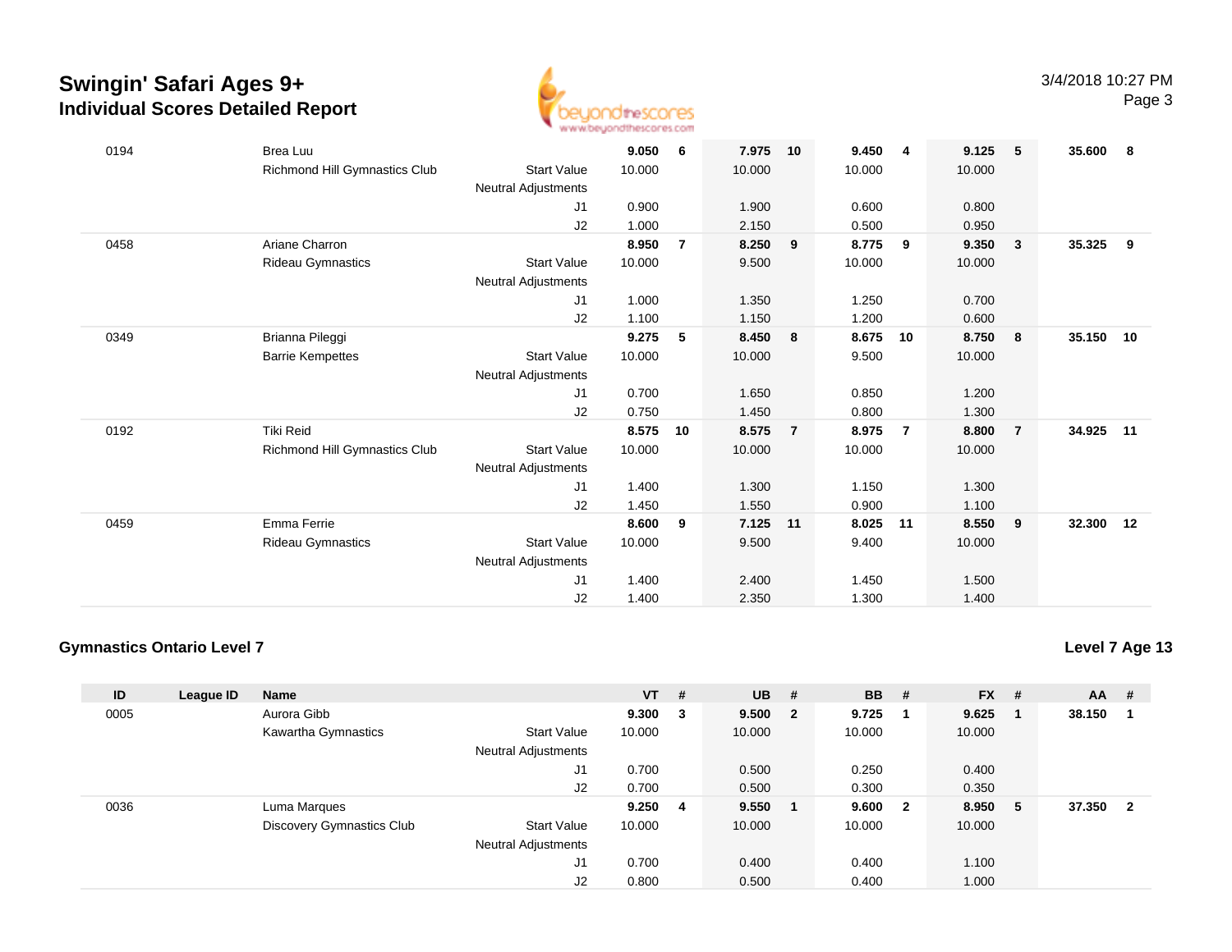## Swingin' Safari Ages 9+
### Individual Scores Detailed Report

| ID | League ID | Name | | VT | # | UB | # | BB | # | FX | # | AA | # |
|---|---|---|---|---|---|---|---|---|---|---|---|---|---|
| 0194 | | Brea Luu | | **9.050** | **6** | **7.975** | **10** | **9.450** | **4** | **9.125** | **5** | **35.600** | **8** |
| | | Richmond Hill Gymnastics Club | Start Value | 10.000 | | 10.000 | | 10.000 | | 10.000 | | | |
| | | | Neutral Adjustments | | | | | | | | | | |
| | | | J1 | 0.900 | | 1.900 | | 0.600 | | 0.800 | | | |
| | | | J2 | 1.000 | | 2.150 | | 0.500 | | 0.950 | | | |
| 0458 | | Ariane Charron | | **8.950** | **7** | **8.250** | **9** | **8.775** | **9** | **9.350** | **3** | **35.325** | **9** |
| | | Rideau Gymnastics | Start Value | 10.000 | | 9.500 | | 10.000 | | 10.000 | | | |
| | | | Neutral Adjustments | | | | | | | | | | |
| | | | J1 | 1.000 | | 1.350 | | 1.250 | | 0.700 | | | |
| | | | J2 | 1.100 | | 1.150 | | 1.200 | | 0.600 | | | |
| 0349 | | Brianna Pileggi | | **9.275** | **5** | **8.450** | **8** | **8.675** | **10** | **8.750** | **8** | **35.150** | **10** |
| | | Barrie Kempettes | Start Value | 10.000 | | 10.000 | | 9.500 | | 10.000 | | | |
| | | | Neutral Adjustments | | | | | | | | | | |
| | | | J1 | 0.700 | | 1.650 | | 0.850 | | 1.200 | | | |
| | | | J2 | 0.750 | | 1.450 | | 0.800 | | 1.300 | | | |
| 0192 | | Tiki Reid | | **8.575** | **10** | **8.575** | **7** | **8.975** | **7** | **8.800** | **7** | **34.925** | **11** |
| | | Richmond Hill Gymnastics Club | Start Value | 10.000 | | 10.000 | | 10.000 | | 10.000 | | | |
| | | | Neutral Adjustments | | | | | | | | | | |
| | | | J1 | 1.400 | | 1.300 | | 1.150 | | 1.300 | | | |
| | | | J2 | 1.450 | | 1.550 | | 0.900 | | 1.100 | | | |
| 0459 | | Emma Ferrie | | **8.600** | **9** | **7.125** | **11** | **8.025** | **11** | **8.550** | **9** | **32.300** | **12** |
| | | Rideau Gymnastics | Start Value | 10.000 | | 9.500 | | 9.400 | | 10.000 | | | |
| | | | Neutral Adjustments | | | | | | | | | | |
| | | | J1 | 1.400 | | 2.400 | | 1.450 | | 1.500 | | | |
| | | | J2 | 1.400 | | 2.350 | | 1.300 | | 1.400 | | | |

### Gymnastics Ontario Level 7

**Level 7 Age 13**

| ID | League ID | Name | | VT | # | UB | # | BB | # | FX | # | AA | # |
|---|---|---|---|---|---|---|---|---|---|---|---|---|---|
| 0005 | | Aurora Gibb | | **9.300** | **3** | **9.500** | **2** | **9.725** | **1** | **9.625** | **1** | **38.150** | **1** |
| | | Kawartha Gymnastics | Start Value | 10.000 | | 10.000 | | 10.000 | | 10.000 | | | |
| | | | Neutral Adjustments | | | | | | | | | | |
| | | | J1 | 0.700 | | 0.500 | | 0.250 | | 0.400 | | | |
| | | | J2 | 0.700 | | 0.500 | | 0.300 | | 0.350 | | | |
| 0036 | | Luma Marques | | **9.250** | **4** | **9.550** | **1** | **9.600** | **2** | **8.950** | **5** | **37.350** | **2** |
| | | Discovery Gymnastics Club | Start Value | 10.000 | | 10.000 | | 10.000 | | 10.000 | | | |
| | | | Neutral Adjustments | | | | | | | | | | |
| | | | J1 | 0.700 | | 0.400 | | 0.400 | | 1.100 | | | |
| | | | J2 | 0.800 | | 0.500 | | 0.400 | | 1.000 | | | |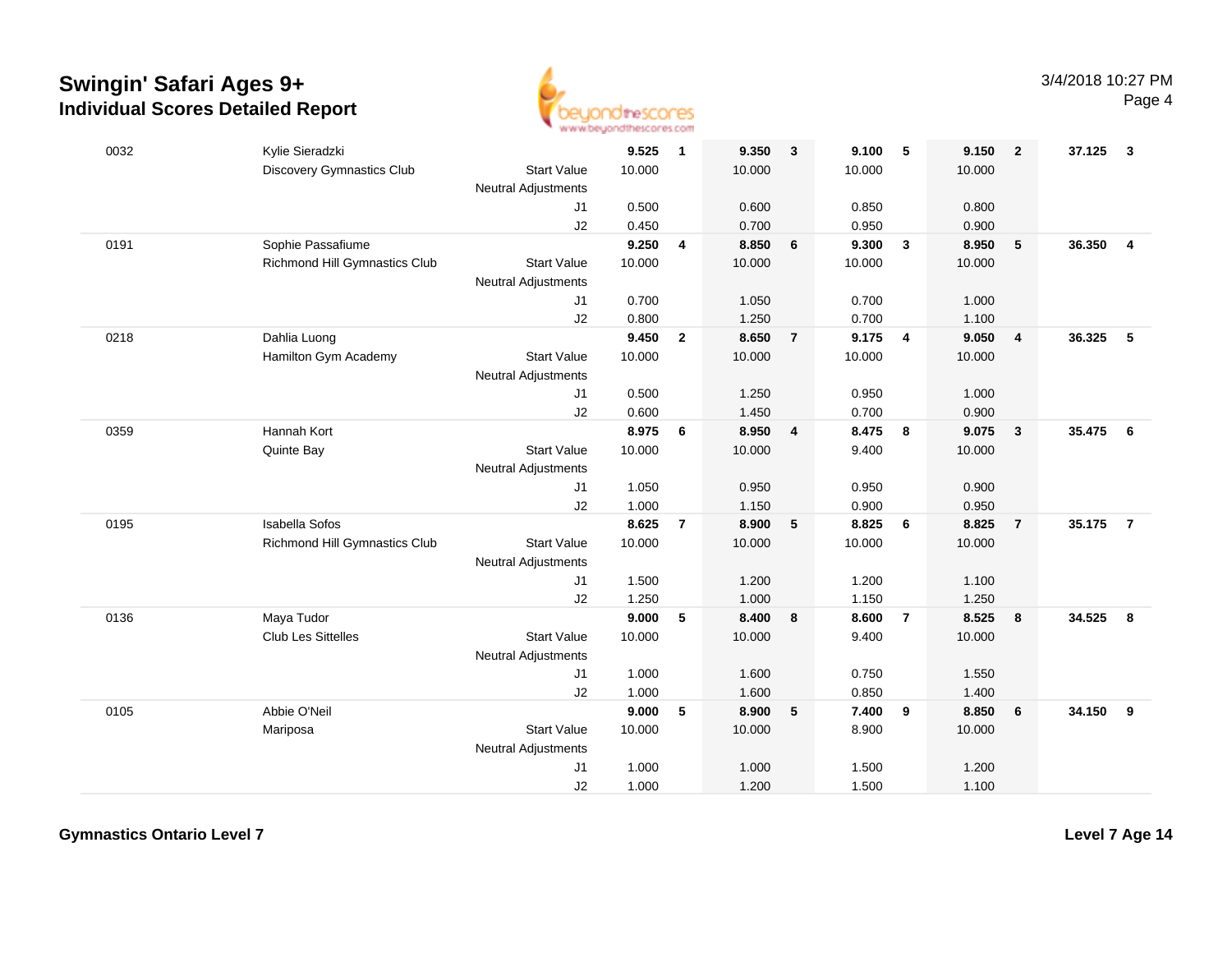# Swingin' Safari Ages 9+
## Individual Scores Detailed Report

3/4/2018 10:27 PM

| | | | | | | | | | | | | |
|---|---|---|---|---|---|---|---|---|---|---|---|---|
| 0032 | Kylie Sieradzki | | **9.525** | **1** | **9.350** | **3** | **9.100** | **5** | **9.150** | **2** | **37.125** | **3** |
| | Discovery Gymnastics Club | Start Value | 10.000 | | 10.000 | | 10.000 | | 10.000 | | | |
| | | Neutral Adjustments | | | | | | | | | | |
| | | J1 | 0.500 | | 0.600 | | 0.850 | | 0.800 | | | |
| | | J2 | 0.450 | | 0.700 | | 0.950 | | 0.900 | | | |
| 0191 | Sophie Passafiume | | **9.250** | **4** | **8.850** | **6** | **9.300** | **3** | **8.950** | **5** | **36.350** | **4** |
| | Richmond Hill Gymnastics Club | Start Value | 10.000 | | 10.000 | | 10.000 | | 10.000 | | | |
| | | Neutral Adjustments | | | | | | | | | | |
| | | J1 | 0.700 | | 1.050 | | 0.700 | | 1.000 | | | |
| | | J2 | 0.800 | | 1.250 | | 0.700 | | 1.100 | | | |
| 0218 | Dahlia Luong | | **9.450** | **2** | **8.650** | **7** | **9.175** | **4** | **9.050** | **4** | **36.325** | **5** |
| | Hamilton Gym Academy | Start Value | 10.000 | | 10.000 | | 10.000 | | 10.000 | | | |
| | | Neutral Adjustments | | | | | | | | | | |
| | | J1 | 0.500 | | 1.250 | | 0.950 | | 1.000 | | | |
| | | J2 | 0.600 | | 1.450 | | 0.700 | | 0.900 | | | |
| 0359 | Hannah Kort | | **8.975** | **6** | **8.950** | **4** | **8.475** | **8** | **9.075** | **3** | **35.475** | **6** |
| | Quinte Bay | Start Value | 10.000 | | 10.000 | | 9.400 | | 10.000 | | | |
| | | Neutral Adjustments | | | | | | | | | | |
| | | J1 | 1.050 | | 0.950 | | 0.950 | | 0.900 | | | |
| | | J2 | 1.000 | | 1.150 | | 0.900 | | 0.950 | | | |
| 0195 | Isabella Sofos | | **8.625** | **7** | **8.900** | **5** | **8.825** | **6** | **8.825** | **7** | **35.175** | **7** |
| | Richmond Hill Gymnastics Club | Start Value | 10.000 | | 10.000 | | 10.000 | | 10.000 | | | |
| | | Neutral Adjustments | | | | | | | | | | |
| | | J1 | 1.500 | | 1.200 | | 1.200 | | 1.100 | | | |
| | | J2 | 1.250 | | 1.000 | | 1.150 | | 1.250 | | | |
| 0136 | Maya Tudor | | **9.000** | **5** | **8.400** | **8** | **8.600** | **7** | **8.525** | **8** | **34.525** | **8** |
| | Club Les Sittelles | Start Value | 10.000 | | 10.000 | | 9.400 | | 10.000 | | | |
| | | Neutral Adjustments | | | | | | | | | | |
| | | J1 | 1.000 | | 1.600 | | 0.750 | | 1.550 | | | |
| | | J2 | 1.000 | | 1.600 | | 0.850 | | 1.400 | | | |
| 0105 | Abbie O'Neil | | **9.000** | **5** | **8.900** | **5** | **7.400** | **9** | **8.850** | **6** | **34.150** | **9** |
| | Mariposa | Start Value | 10.000 | | 10.000 | | 8.900 | | 10.000 | | | |
| | | Neutral Adjustments | | | | | | | | | | |
| | | J1 | 1.000 | | 1.000 | | 1.500 | | 1.200 | | | |
| | | J2 | 1.000 | | 1.200 | | 1.500 | | 1.100 | | | |

**Gymnastics Ontario Level 7** | **Level 7 Age 14**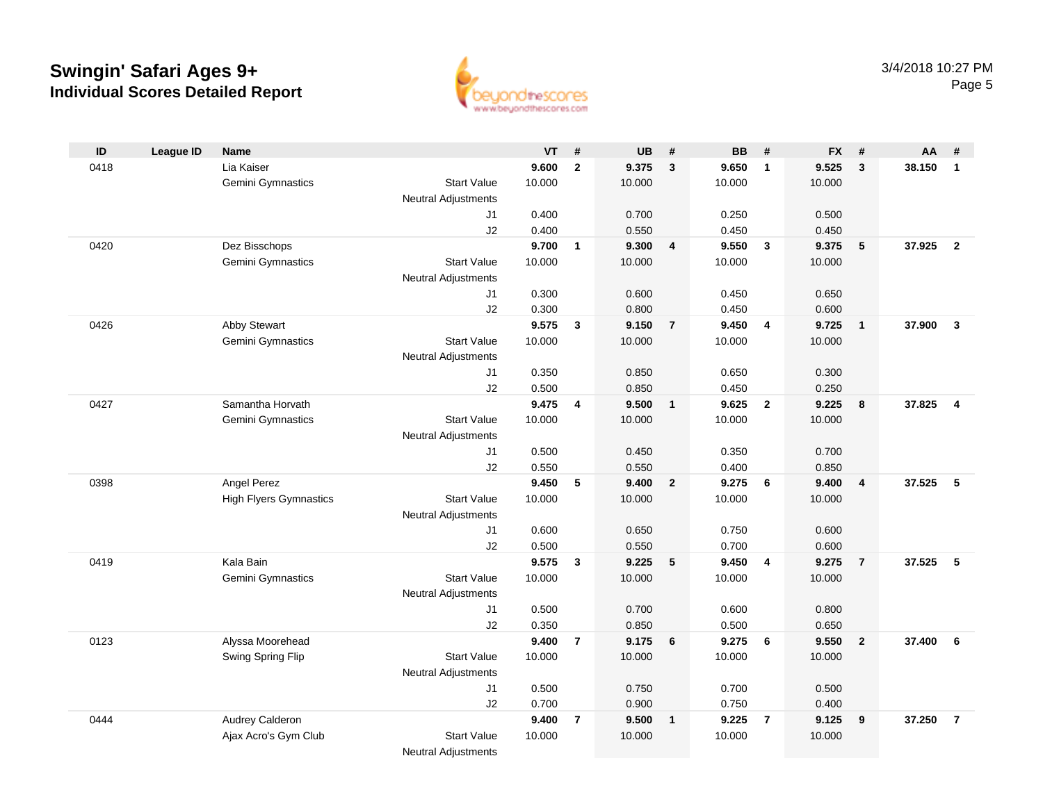# Swingin' Safari Ages 9+

## Individual Scores Detailed Report

3/4/2018 10:27 PM

| ID | League ID | Name | | VT | # | UB | # | BB | # | FX | # | AA | # |
|---|---|---|---|---|---|---|---|---|---|---|---|---|---|
| 0418 | | Lia Kaiser | | **9.600** | **2** | **9.375** | **3** | **9.650** | **1** | **9.525** | **3** | **38.150** | **1** |
| | | Gemini Gymnastics | Start Value | 10.000 | | 10.000 | | 10.000 | | 10.000 | | | |
| | | | Neutral Adjustments | | | | | | | | | | |
| | | | J1 | 0.400 | | 0.700 | | 0.250 | | 0.500 | | | |
| | | | J2 | 0.400 | | 0.550 | | 0.450 | | 0.450 | | | |
| 0420 | | Dez Bisschops | | **9.700** | **1** | **9.300** | **4** | **9.550** | **3** | **9.375** | **5** | **37.925** | **2** |
| | | Gemini Gymnastics | Start Value | 10.000 | | 10.000 | | 10.000 | | 10.000 | | | |
| | | | Neutral Adjustments | | | | | | | | | | |
| | | | J1 | 0.300 | | 0.600 | | 0.450 | | 0.650 | | | |
| | | | J2 | 0.300 | | 0.800 | | 0.450 | | 0.600 | | | |
| 0426 | | Abby Stewart | | **9.575** | **3** | **9.150** | **7** | **9.450** | **4** | **9.725** | **1** | **37.900** | **3** |
| | | Gemini Gymnastics | Start Value | 10.000 | | 10.000 | | 10.000 | | 10.000 | | | |
| | | | Neutral Adjustments | | | | | | | | | | |
| | | | J1 | 0.350 | | 0.850 | | 0.650 | | 0.300 | | | |
| | | | J2 | 0.500 | | 0.850 | | 0.450 | | 0.250 | | | |
| 0427 | | Samantha Horvath | | **9.475** | **4** | **9.500** | **1** | **9.625** | **2** | **9.225** | **8** | **37.825** | **4** |
| | | Gemini Gymnastics | Start Value | 10.000 | | 10.000 | | 10.000 | | 10.000 | | | |
| | | | Neutral Adjustments | | | | | | | | | | |
| | | | J1 | 0.500 | | 0.450 | | 0.350 | | 0.700 | | | |
| | | | J2 | 0.550 | | 0.550 | | 0.400 | | 0.850 | | | |
| 0398 | | Angel Perez | | **9.450** | **5** | **9.400** | **2** | **9.275** | **6** | **9.400** | **4** | **37.525** | **5** |
| | | High Flyers Gymnastics | Start Value | 10.000 | | 10.000 | | 10.000 | | 10.000 | | | |
| | | | Neutral Adjustments | | | | | | | | | | |
| | | | J1 | 0.600 | | 0.650 | | 0.750 | | 0.600 | | | |
| | | | J2 | 0.500 | | 0.550 | | 0.700 | | 0.600 | | | |
| 0419 | | Kala Bain | | **9.575** | **3** | **9.225** | **5** | **9.450** | **4** | **9.275** | **7** | **37.525** | **5** |
| | | Gemini Gymnastics | Start Value | 10.000 | | 10.000 | | 10.000 | | 10.000 | | | |
| | | | Neutral Adjustments | | | | | | | | | | |
| | | | J1 | 0.500 | | 0.700 | | 0.600 | | 0.800 | | | |
| | | | J2 | 0.350 | | 0.850 | | 0.500 | | 0.650 | | | |
| 0123 | | Alyssa Moorehead | | **9.400** | **7** | **9.175** | **6** | **9.275** | **6** | **9.550** | **2** | **37.400** | **6** |
| | | Swing Spring Flip | Start Value | 10.000 | | 10.000 | | 10.000 | | 10.000 | | | |
| | | | Neutral Adjustments | | | | | | | | | | |
| | | | J1 | 0.500 | | 0.750 | | 0.700 | | 0.500 | | | |
| | | | J2 | 0.700 | | 0.900 | | 0.750 | | 0.400 | | | |
| 0444 | | Audrey Calderon | | **9.400** | **7** | **9.500** | **1** | **9.225** | **7** | **9.125** | **9** | **37.250** | **7** |
| | | Ajax Acro's Gym Club | Start Value | 10.000 | | 10.000 | | 10.000 | | 10.000 | | | |
| | | | Neutral Adjustments | | | | | | | | | | |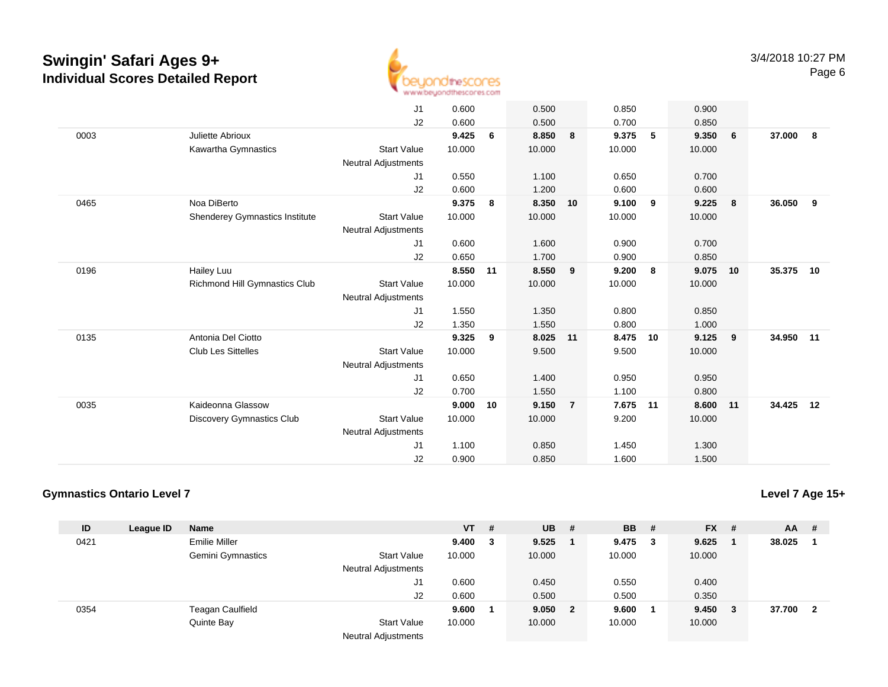# Swingin' Safari Ages 9+
## Individual Scores Detailed Report

| ID | League ID | Name | | VT | # | UB | # | BB | # | FX | # | AA | # |
|---|---|---|---|---|---|---|---|---|---|---|---|---|---|
| | | | J1 | 0.600 | | 0.500 | | 0.850 | | 0.900 | | | |
| | | | J2 | 0.600 | | 0.500 | | 0.700 | | 0.850 | | | |
| 0003 | | Juliette Abrioux | | **9.425** | **6** | **8.850** | **8** | **9.375** | **5** | **9.350** | **6** | **37.000** | **8** |
| | | Kawartha Gymnastics | Start Value | 10.000 | | 10.000 | | 10.000 | | 10.000 | | | |
| | | | Neutral Adjustments | | | | | | | | | | |
| | | | J1 | 0.550 | | 1.100 | | 0.650 | | 0.700 | | | |
| | | | J2 | 0.600 | | 1.200 | | 0.600 | | 0.600 | | | |
| 0465 | | Noa DiBerto | | **9.375** | **8** | **8.350** | **10** | **9.100** | **9** | **9.225** | **8** | **36.050** | **9** |
| | | Shenderey Gymnastics Institute | Start Value | 10.000 | | 10.000 | | 10.000 | | 10.000 | | | |
| | | | Neutral Adjustments | | | | | | | | | | |
| | | | J1 | 0.600 | | 1.600 | | 0.900 | | 0.700 | | | |
| | | | J2 | 0.650 | | 1.700 | | 0.900 | | 0.850 | | | |
| 0196 | | Hailey Luu | | **8.550** | **11** | **8.550** | **9** | **9.200** | **8** | **9.075** | **10** | **35.375** | **10** |
| | | Richmond Hill Gymnastics Club | Start Value | 10.000 | | 10.000 | | 10.000 | | 10.000 | | | |
| | | | Neutral Adjustments | | | | | | | | | | |
| | | | J1 | 1.550 | | 1.350 | | 0.800 | | 0.850 | | | |
| | | | J2 | 1.350 | | 1.550 | | 0.800 | | 1.000 | | | |
| 0135 | | Antonia Del Ciotto | | **9.325** | **9** | **8.025** | **11** | **8.475** | **10** | **9.125** | **9** | **34.950** | **11** |
| | | Club Les Sittelles | Start Value | 10.000 | | 9.500 | | 9.500 | | 10.000 | | | |
| | | | Neutral Adjustments | | | | | | | | | | |
| | | | J1 | 0.650 | | 1.400 | | 0.950 | | 0.950 | | | |
| | | | J2 | 0.700 | | 1.550 | | 1.100 | | 0.800 | | | |
| 0035 | | Kaideonna Glassow | | **9.000** | **10** | **9.150** | **7** | **7.675** | **11** | **8.600** | **11** | **34.425** | **12** |
| | | Discovery Gymnastics Club | Start Value | 10.000 | | 10.000 | | 9.200 | | 10.000 | | | |
| | | | Neutral Adjustments | | | | | | | | | | |
| | | | J1 | 1.100 | | 0.850 | | 1.450 | | 1.300 | | | |
| | | | J2 | 0.900 | | 0.850 | | 1.600 | | 1.500 | | | |

### Gymnastics Ontario Level 7

**Level 7 Age 15+**

| ID | League ID | Name | | VT | # | UB | # | BB | # | FX | # | AA | # |
|---|---|---|---|---|---|---|---|---|---|---|---|---|---|
| 0421 | | Emilie Miller | | **9.400** | **3** | **9.525** | **1** | **9.475** | **3** | **9.625** | **1** | **38.025** | **1** |
| | | Gemini Gymnastics | Start Value | 10.000 | | 10.000 | | 10.000 | | 10.000 | | | |
| | | | Neutral Adjustments | | | | | | | | | | |
| | | | J1 | 0.600 | | 0.450 | | 0.550 | | 0.400 | | | |
| | | | J2 | 0.600 | | 0.500 | | 0.500 | | 0.350 | | | |
| 0354 | | Teagan Caulfield | | **9.600** | **1** | **9.050** | **2** | **9.600** | **1** | **9.450** | **3** | **37.700** | **2** |
| | | Quinte Bay | Start Value | 10.000 | | 10.000 | | 10.000 | | 10.000 | | | |
| | | | Neutral Adjustments | | | | | | | | | | |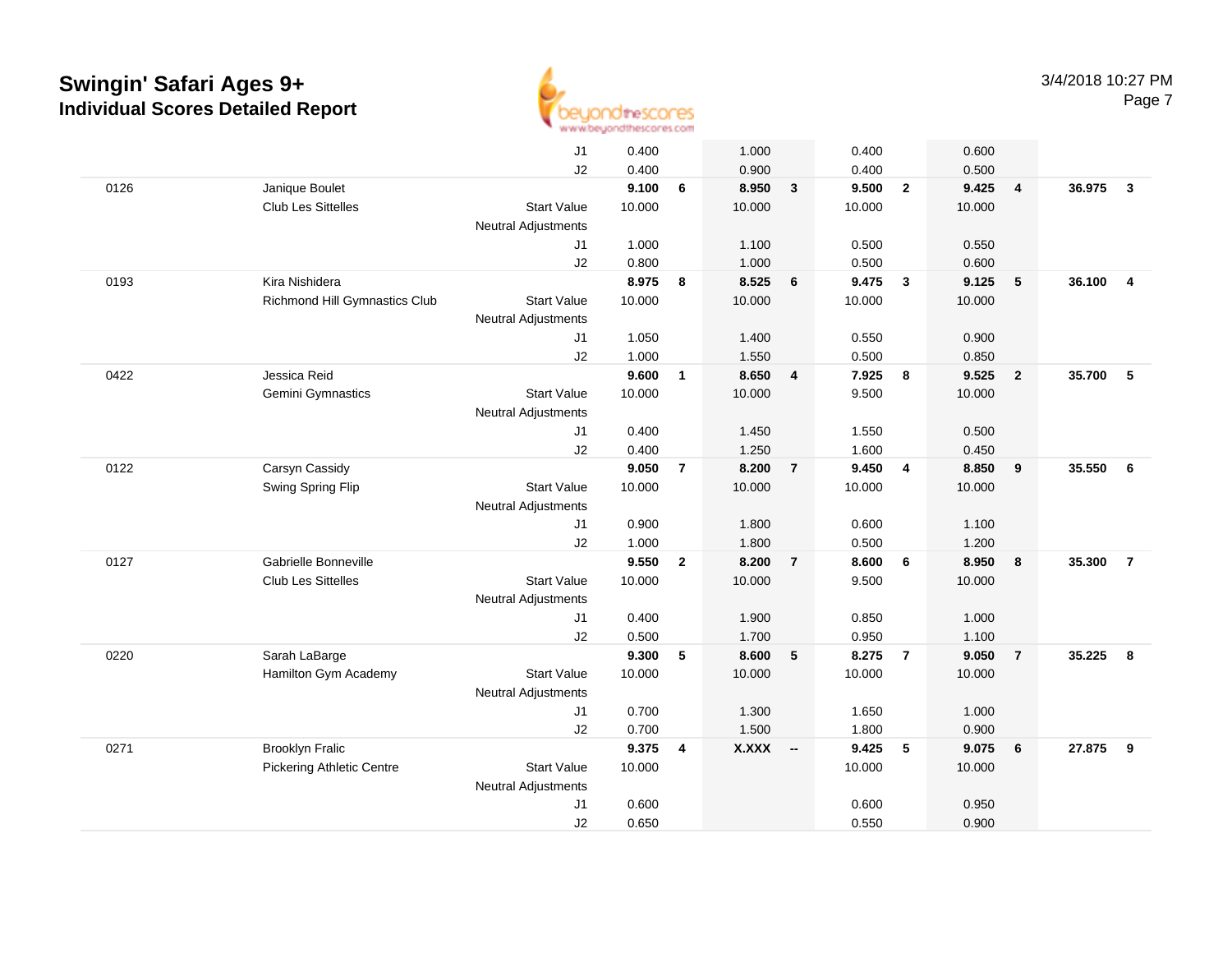# Swingin' Safari Ages 9+

## Individual Scores Detailed Report

3/4/2018 10:27 PM

| | | | | | | | | | | | | |
|---|---|---|---|---|---|---|---|---|---|---|---|---|
| | | J1 | 0.400 | | 1.000 | | 0.400 | | 0.600 | | | |
| | | J2 | 0.400 | | 0.900 | | 0.400 | | 0.500 | | | |
| 0126 | Janique Boulet | | **9.100** | **6** | **8.950** | **3** | **9.500** | **2** | **9.425** | **4** | **36.975** | **3** |
| | Club Les Sittelles | Start Value | 10.000 | | 10.000 | | 10.000 | | 10.000 | | | |
| | | Neutral Adjustments | | | | | | | | | | |
| | | J1 | 1.000 | | 1.100 | | 0.500 | | 0.550 | | | |
| | | J2 | 0.800 | | 1.000 | | 0.500 | | 0.600 | | | |
| 0193 | Kira Nishidera | | **8.975** | **8** | **8.525** | **6** | **9.475** | **3** | **9.125** | **5** | **36.100** | **4** |
| | Richmond Hill Gymnastics Club | Start Value | 10.000 | | 10.000 | | 10.000 | | 10.000 | | | |
| | | Neutral Adjustments | | | | | | | | | | |
| | | J1 | 1.050 | | 1.400 | | 0.550 | | 0.900 | | | |
| | | J2 | 1.000 | | 1.550 | | 0.500 | | 0.850 | | | |
| 0422 | Jessica Reid | | **9.600** | **1** | **8.650** | **4** | **7.925** | **8** | **9.525** | **2** | **35.700** | **5** |
| | Gemini Gymnastics | Start Value | 10.000 | | 10.000 | | 9.500 | | 10.000 | | | |
| | | Neutral Adjustments | | | | | | | | | | |
| | | J1 | 0.400 | | 1.450 | | 1.550 | | 0.500 | | | |
| | | J2 | 0.400 | | 1.250 | | 1.600 | | 0.450 | | | |
| 0122 | Carsyn Cassidy | | **9.050** | **7** | **8.200** | **7** | **9.450** | **4** | **8.850** | **9** | **35.550** | **6** |
| | Swing Spring Flip | Start Value | 10.000 | | 10.000 | | 10.000 | | 10.000 | | | |
| | | Neutral Adjustments | | | | | | | | | | |
| | | J1 | 0.900 | | 1.800 | | 0.600 | | 1.100 | | | |
| | | J2 | 1.000 | | 1.800 | | 0.500 | | 1.200 | | | |
| 0127 | Gabrielle Bonneville | | **9.550** | **2** | **8.200** | **7** | **8.600** | **6** | **8.950** | **8** | **35.300** | **7** |
| | Club Les Sittelles | Start Value | 10.000 | | 10.000 | | 9.500 | | 10.000 | | | |
| | | Neutral Adjustments | | | | | | | | | | |
| | | J1 | 0.400 | | 1.900 | | 0.850 | | 1.000 | | | |
| | | J2 | 0.500 | | 1.700 | | 0.950 | | 1.100 | | | |
| 0220 | Sarah LaBarge | | **9.300** | **5** | **8.600** | **5** | **8.275** | **7** | **9.050** | **7** | **35.225** | **8** |
| | Hamilton Gym Academy | Start Value | 10.000 | | 10.000 | | 10.000 | | 10.000 | | | |
| | | Neutral Adjustments | | | | | | | | | | |
| | | J1 | 0.700 | | 1.300 | | 1.650 | | 1.000 | | | |
| | | J2 | 0.700 | | 1.500 | | 1.800 | | 0.900 | | | |
| 0271 | Brooklyn Fralic | | **9.375** | **4** | **X.XXX** | **--** | **9.425** | **5** | **9.075** | **6** | **27.875** | **9** |
| | Pickering Athletic Centre | Start Value | 10.000 | | | | 10.000 | | 10.000 | | | |
| | | Neutral Adjustments | | | | | | | | | | |
| | | J1 | 0.600 | | | | 0.600 | | 0.950 | | | |
| | | J2 | 0.650 | | | | 0.550 | | 0.900 | | | |